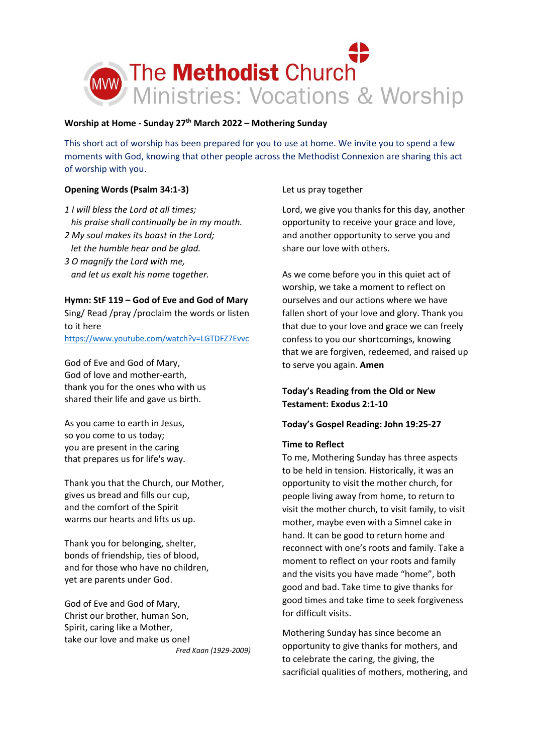# The Methodist Church
## Ministries: Vocations & Worship

**Worship at Home - Sunday 27th March 2022 – Mothering Sunday**

This short act of worship has been prepared for you to use at home. We invite you to spend a few moments with God, knowing that other people across the Methodist Connexion are sharing this act of worship with you.

**Opening Words (Psalm 34:1-3)**

*1 I will bless the Lord at all times;*
*his praise shall continually be in my mouth.*
*2 My soul makes its boast in the Lord;*
*let the humble hear and be glad.*
*3 O magnify the Lord with me,*
*and let us exalt his name together.*

**Hymn: StF 119 – God of Eve and God of Mary**

Sing/ Read /pray /proclaim the words or listen to it here
https://www.youtube.com/watch?v=LGTDFZ7Evvc

God of Eve and God of Mary,
God of love and mother-earth,
thank you for the ones who with us
shared their life and gave us birth.

As you came to earth in Jesus,
so you come to us today;
you are present in the caring
that prepares us for life's way.

Thank you that the Church, our Mother,
gives us bread and fills our cup,
and the comfort of the Spirit
warms our hearts and lifts us up.

Thank you for belonging, shelter,
bonds of friendship, ties of blood,
and for those who have no children,
yet are parents under God.

God of Eve and God of Mary,
Christ our brother, human Son,
Spirit, caring like a Mother,
take our love and make us one!

*Fred Kaan (1929-2009)*

Let us pray together

Lord, we give you thanks for this day, another opportunity to receive your grace and love, and another opportunity to serve you and share our love with others.

As we come before you in this quiet act of worship, we take a moment to reflect on ourselves and our actions where we have fallen short of your love and glory. Thank you that due to your love and grace we can freely confess to you our shortcomings, knowing that we are forgiven, redeemed, and raised up to serve you again. **Amen**

**Today's Reading from the Old or New Testament: Exodus 2:1-10**

**Today's Gospel Reading: John 19:25-27**

**Time to Reflect**

To me, Mothering Sunday has three aspects to be held in tension. Historically, it was an opportunity to visit the mother church, for people living away from home, to return to visit the mother church, to visit family, to visit mother, maybe even with a Simnel cake in hand. It can be good to return home and reconnect with one's roots and family. Take a moment to reflect on your roots and family and the visits you have made "home", both good and bad. Take time to give thanks for good times and take time to seek forgiveness for difficult visits.

Mothering Sunday has since become an opportunity to give thanks for mothers, and to celebrate the caring, the giving, the sacrificial qualities of mothers, mothering, and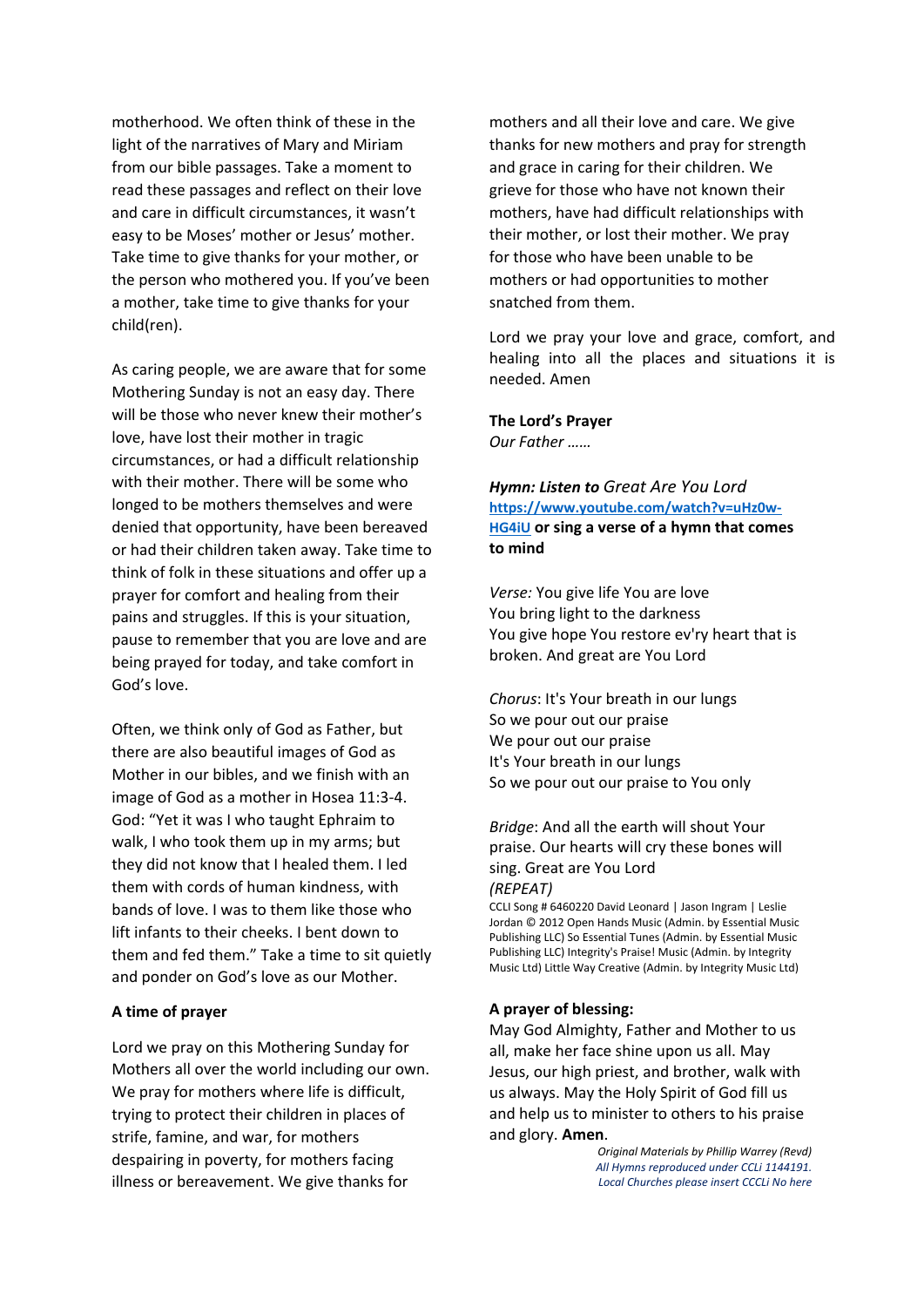motherhood. We often think of these in the light of the narratives of Mary and Miriam from our bible passages. Take a moment to read these passages and reflect on their love and care in difficult circumstances, it wasn't easy to be Moses' mother or Jesus' mother. Take time to give thanks for your mother, or the person who mothered you. If you've been a mother, take time to give thanks for your child(ren).

As caring people, we are aware that for some Mothering Sunday is not an easy day. There will be those who never knew their mother's love, have lost their mother in tragic circumstances, or had a difficult relationship with their mother. There will be some who longed to be mothers themselves and were denied that opportunity, have been bereaved or had their children taken away. Take time to think of folk in these situations and offer up a prayer for comfort and healing from their pains and struggles. If this is your situation, pause to remember that you are love and are being prayed for today, and take comfort in God's love.

Often, we think only of God as Father, but there are also beautiful images of God as Mother in our bibles, and we finish with an image of God as a mother in Hosea 11:3-4. God: "Yet it was I who taught Ephraim to walk, I who took them up in my arms; but they did not know that I healed them. I led them with cords of human kindness, with bands of love. I was to them like those who lift infants to their cheeks. I bent down to them and fed them." Take a time to sit quietly and ponder on God's love as our Mother.

**A time of prayer**

Lord we pray on this Mothering Sunday for Mothers all over the world including our own. We pray for mothers where life is difficult, trying to protect their children in places of strife, famine, and war, for mothers despairing in poverty, for mothers facing illness or bereavement. We give thanks for mothers and all their love and care. We give thanks for new mothers and pray for strength and grace in caring for their children. We grieve for those who have not known their mothers, have had difficult relationships with their mother, or lost their mother. We pray for those who have been unable to be mothers or had opportunities to mother snatched from them.

Lord we pray your love and grace, comfort, and healing into all the places and situations it is needed. Amen

**The Lord's Prayer**
*Our Father ……*

***Hymn: Listen to*** *Great Are You Lord* **https://www.youtube.com/watch?v=uHz0w-HG4iU or sing a verse of a hymn that comes to mind**

*Verse:* You give life You are love
You bring light to the darkness
You give hope You restore ev'ry heart that is broken. And great are You Lord

*Chorus*: It's Your breath in our lungs
So we pour out our praise
We pour out our praise
It's Your breath in our lungs
So we pour out our praise to You only

*Bridge*: And all the earth will shout Your praise. Our hearts will cry these bones will sing. Great are You Lord
*(REPEAT)*

CCLI Song # 6460220 David Leonard | Jason Ingram | Leslie Jordan © 2012 Open Hands Music (Admin. by Essential Music Publishing LLC) So Essential Tunes (Admin. by Essential Music Publishing LLC) Integrity's Praise! Music (Admin. by Integrity Music Ltd) Little Way Creative (Admin. by Integrity Music Ltd)

**A prayer of blessing:**
May God Almighty, Father and Mother to us all, make her face shine upon us all. May Jesus, our high priest, and brother, walk with us always. May the Holy Spirit of God fill us and help us to minister to others to his praise and glory. **Amen**.

*Original Materials by Phillip Warrey (Revd)*
*All Hymns reproduced under CCLi 1144191.*
*Local Churches please insert CCCLi No here*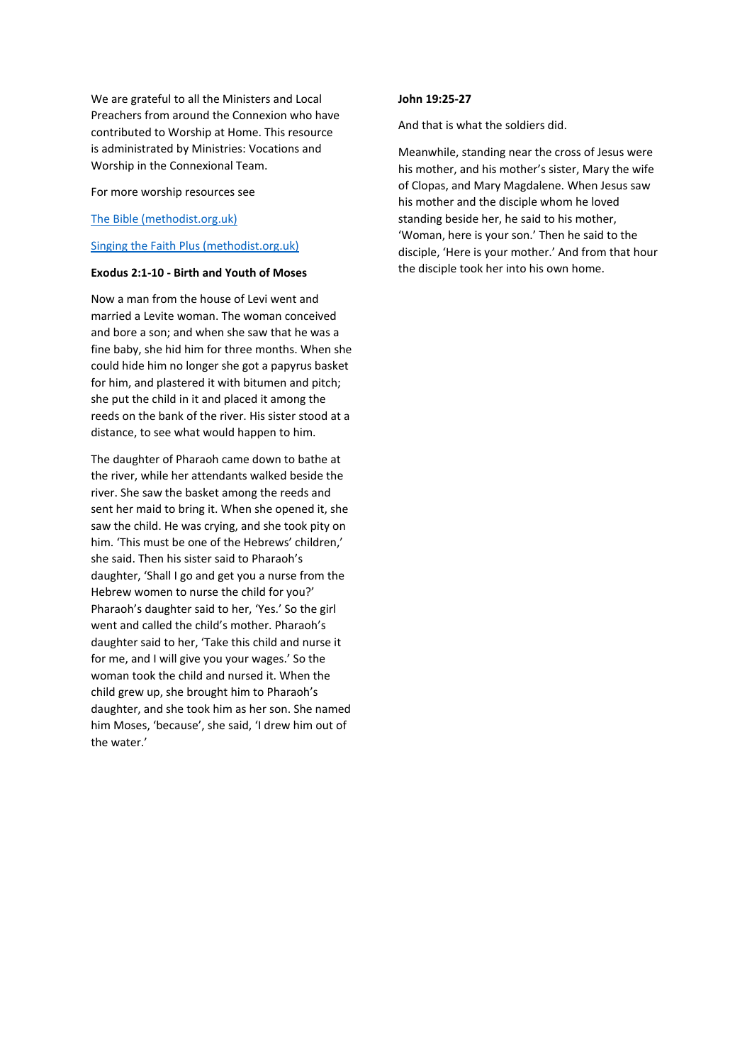We are grateful to all the Ministers and Local Preachers from around the Connexion who have contributed to Worship at Home. This resource is administrated by Ministries: Vocations and Worship in the Connexional Team.

For more worship resources see

[The Bible (methodist.org.uk)](https://www.methodist.org.uk)

[Singing the Faith Plus (methodist.org.uk)](https://www.methodist.org.uk)

**Exodus 2:1-10 - Birth and Youth of Moses**

Now a man from the house of Levi went and married a Levite woman. The woman conceived and bore a son; and when she saw that he was a fine baby, she hid him for three months. When she could hide him no longer she got a papyrus basket for him, and plastered it with bitumen and pitch; she put the child in it and placed it among the reeds on the bank of the river. His sister stood at a distance, to see what would happen to him.

The daughter of Pharaoh came down to bathe at the river, while her attendants walked beside the river. She saw the basket among the reeds and sent her maid to bring it. When she opened it, she saw the child. He was crying, and she took pity on him. 'This must be one of the Hebrews' children,' she said. Then his sister said to Pharaoh's daughter, 'Shall I go and get you a nurse from the Hebrew women to nurse the child for you?' Pharaoh's daughter said to her, 'Yes.' So the girl went and called the child's mother. Pharaoh's daughter said to her, 'Take this child and nurse it for me, and I will give you your wages.' So the woman took the child and nursed it. When the child grew up, she brought him to Pharaoh's daughter, and she took him as her son. She named him Moses, 'because', she said, 'I drew him out of the water.'

**John 19:25-27**

And that is what the soldiers did.

Meanwhile, standing near the cross of Jesus were his mother, and his mother's sister, Mary the wife of Clopas, and Mary Magdalene. When Jesus saw his mother and the disciple whom he loved standing beside her, he said to his mother, 'Woman, here is your son.' Then he said to the disciple, 'Here is your mother.' And from that hour the disciple took her into his own home.